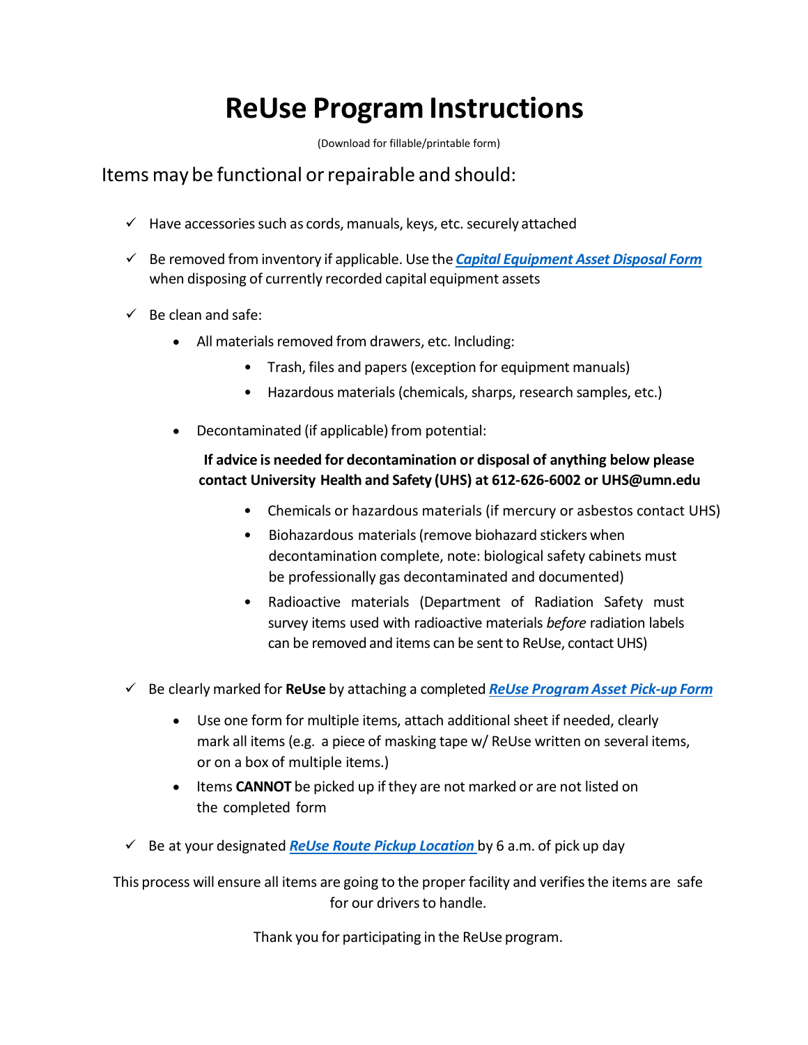# ReUse Program Instructions

(Download for fillable/printable form)

## Items may be functional or repairable and should:

- ✓ Have accessories such as cords, manuals, keys, etc. securely attached
- ✓ Be removed from inventory if applicable. Use the ***Capital Equipment Asset Disposal Form*** when disposing of currently recorded capital equipment assets
- ✓ Be clean and safe:
  - All materials removed from drawers, etc. Including:
    - Trash, files and papers (exception for equipment manuals)
    - Hazardous materials (chemicals, sharps, research samples, etc.)
  - Decontaminated (if applicable) from potential:

    **If advice is needed for decontamination or disposal of anything below please contact University Health and Safety (UHS) at 612-626-6002 or UHS@umn.edu**

    - Chemicals or hazardous materials (if mercury or asbestos contact UHS)
    - Biohazardous materials (remove biohazard stickers when decontamination complete, note: biological safety cabinets must be professionally gas decontaminated and documented)
    - Radioactive materials (Department of Radiation Safety must survey items used with radioactive materials *before* radiation labels can be removed and items can be sent to ReUse, contact UHS)
- ✓ Be clearly marked for **ReUse** by attaching a completed ***ReUse Program Asset Pick-up Form***
  - Use one form for multiple items, attach additional sheet if needed, clearly mark all items (e.g. a piece of masking tape w/ ReUse written on several items, or on a box of multiple items.)
  - Items **CANNOT** be picked up if they are not marked or are not listed on the completed form
- ✓ Be at your designated ***ReUse Route Pickup Location*** by 6 a.m. of pick up day

This process will ensure all items are going to the proper facility and verifies the items are safe for our drivers to handle.

Thank you for participating in the ReUse program.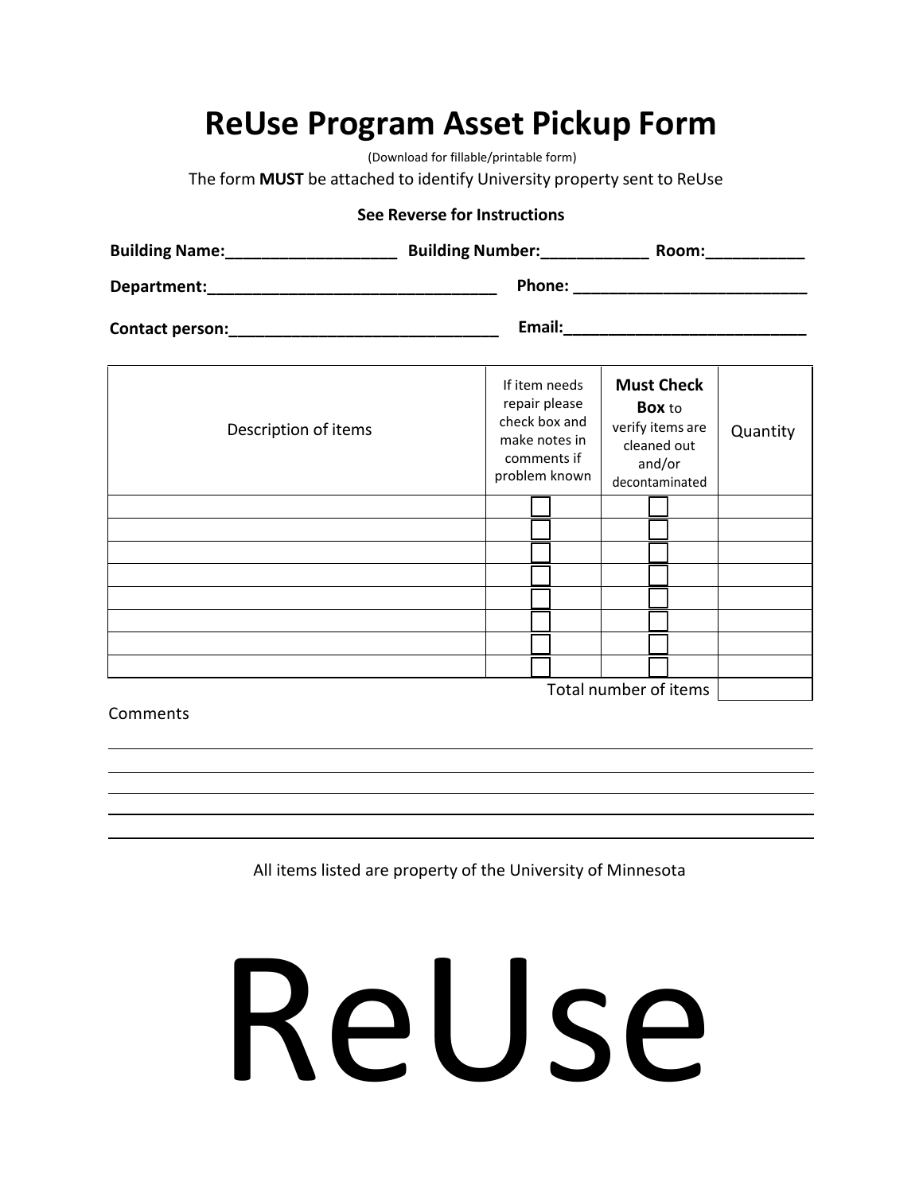# ReUse Program Asset Pickup Form

(Download for fillable/printable form)

The form **MUST** be attached to identify University property sent to ReUse

**See Reverse for Instructions**

**Building Name:**___________________ **Building Number:**____________ **Room:**___________

**Department:**_________________________________ **Phone:** ___________________________

**Contact person:**______________________________ **Email:**___________________________

| Description of items | If item needs repair please check box and make notes in comments if problem known | **Must Check Box** to verify items are cleaned out and/or decontaminated | Quantity |
|---|---|---|---|
| | ☐ | ☐ | |
| | ☐ | ☐ | |
| | ☐ | ☐ | |
| | ☐ | ☐ | |
| | ☐ | ☐ | |
| | ☐ | ☐ | |
| | ☐ | ☐ | |
| | ☐ | ☐ | |
| | | Total number of items | |

Comments

_______________________________________________________________________________

_______________________________________________________________________________

_______________________________________________________________________________

_______________________________________________________________________________

_______________________________________________________________________________

All items listed are property of the University of Minnesota

ReUse